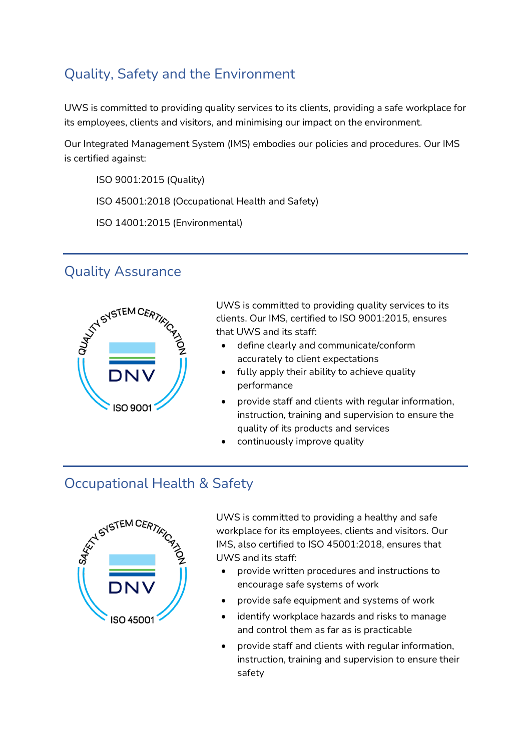## Quality, Safety and the Environment

UWS is committed to providing quality services to its clients, providing a safe workplace for its employees, clients and visitors, and minimising our impact on the environment.

Our Integrated Management System (IMS) embodies our policies and procedures. Our IMS is certified against:

ISO 9001:2015 (Quality)

ISO 45001:2018 (Occupational Health and Safety)

ISO 14001:2015 (Environmental)

---

## Quality Assurance

UWS is committed to providing quality services to its clients. Our IMS, certified to ISO 9001:2015, ensures that UWS and its staff:

- define clearly and communicate/conform accurately to client expectations
- fully apply their ability to achieve quality performance
- provide staff and clients with regular information, instruction, training and supervision to ensure the quality of its products and services
- continuously improve quality

---

## Occupational Health & Safety

UWS is committed to providing a healthy and safe workplace for its employees, clients and visitors. Our IMS, also certified to ISO 45001:2018, ensures that UWS and its staff:

- provide written procedures and instructions to encourage safe systems of work
- provide safe equipment and systems of work
- identify workplace hazards and risks to manage and control them as far as is practicable
- provide staff and clients with regular information, instruction, training and supervision to ensure their safety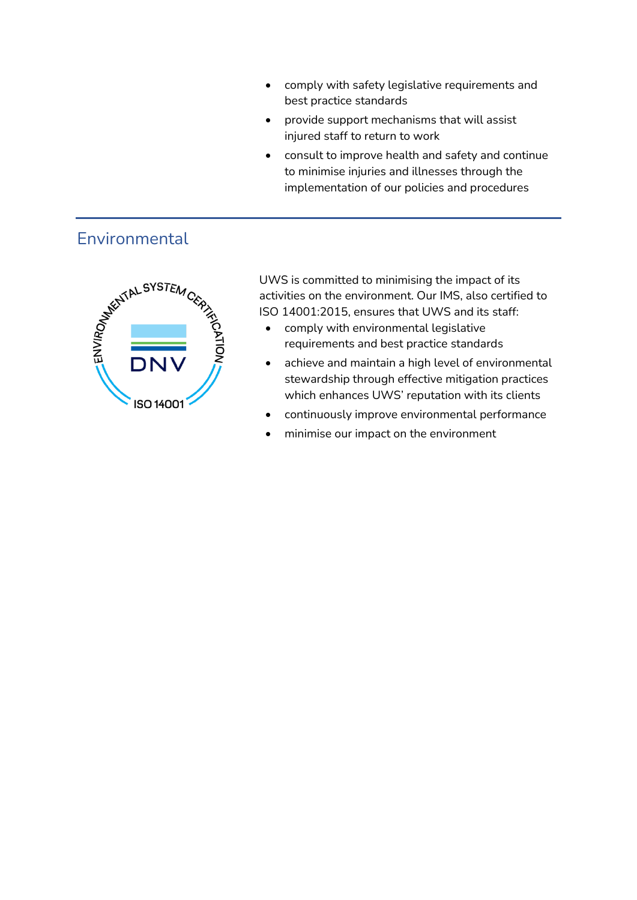- comply with safety legislative requirements and best practice standards
- provide support mechanisms that will assist injured staff to return to work
- consult to improve health and safety and continue to minimise injuries and illnesses through the implementation of our policies and procedures

## Environmental

UWS is committed to minimising the impact of its activities on the environment. Our IMS, also certified to ISO 14001:2015, ensures that UWS and its staff:

- comply with environmental legislative requirements and best practice standards
- achieve and maintain a high level of environmental stewardship through effective mitigation practices which enhances UWS' reputation with its clients
- continuously improve environmental performance
- minimise our impact on the environment